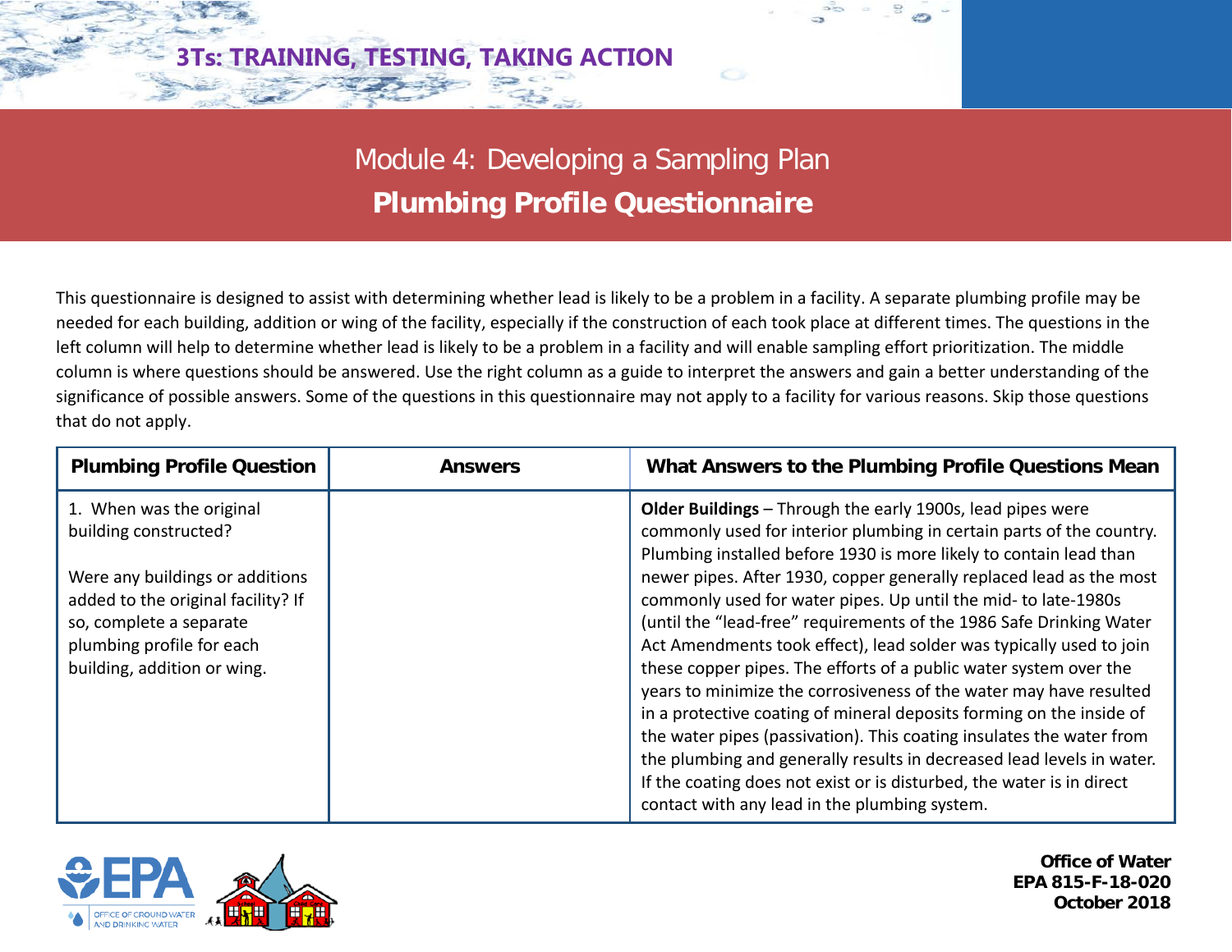3Ts: TRAINING, TESTING, TAKING ACTION

# Module 4: Developing a Sampling Plan

## Plumbing Profile Questionnaire

This questionnaire is designed to assist with determining whether lead is likely to be a problem in a facility. A separate plumbing profile may be needed for each building, addition or wing of the facility, especially if the construction of each took place at different times. The questions in the left column will help to determine whether lead is likely to be a problem in a facility and will enable sampling effort prioritization. The middle column is where questions should be answered. Use the right column as a guide to interpret the answers and gain a better understanding of the significance of possible answers. Some of the questions in this questionnaire may not apply to a facility for various reasons. Skip those questions that do not apply.

| Plumbing Profile Question | Answers | What Answers to the Plumbing Profile Questions Mean |
|---|---|---|
| 1. When was the original building constructed?<br><br>Were any buildings or additions added to the original facility? If so, complete a separate plumbing profile for each building, addition or wing. | | **Older Buildings** – Through the early 1900s, lead pipes were commonly used for interior plumbing in certain parts of the country. Plumbing installed before 1930 is more likely to contain lead than newer pipes. After 1930, copper generally replaced lead as the most commonly used for water pipes. Up until the mid- to late-1980s (until the "lead-free" requirements of the 1986 Safe Drinking Water Act Amendments took effect), lead solder was typically used to join these copper pipes. The efforts of a public water system over the years to minimize the corrosiveness of the water may have resulted in a protective coating of mineral deposits forming on the inside of the water pipes (passivation). This coating insulates the water from the plumbing and generally results in decreased lead levels in water. If the coating does not exist or is disturbed, the water is in direct contact with any lead in the plumbing system. |

Office of Water
EPA 815-F-18-020
October 2018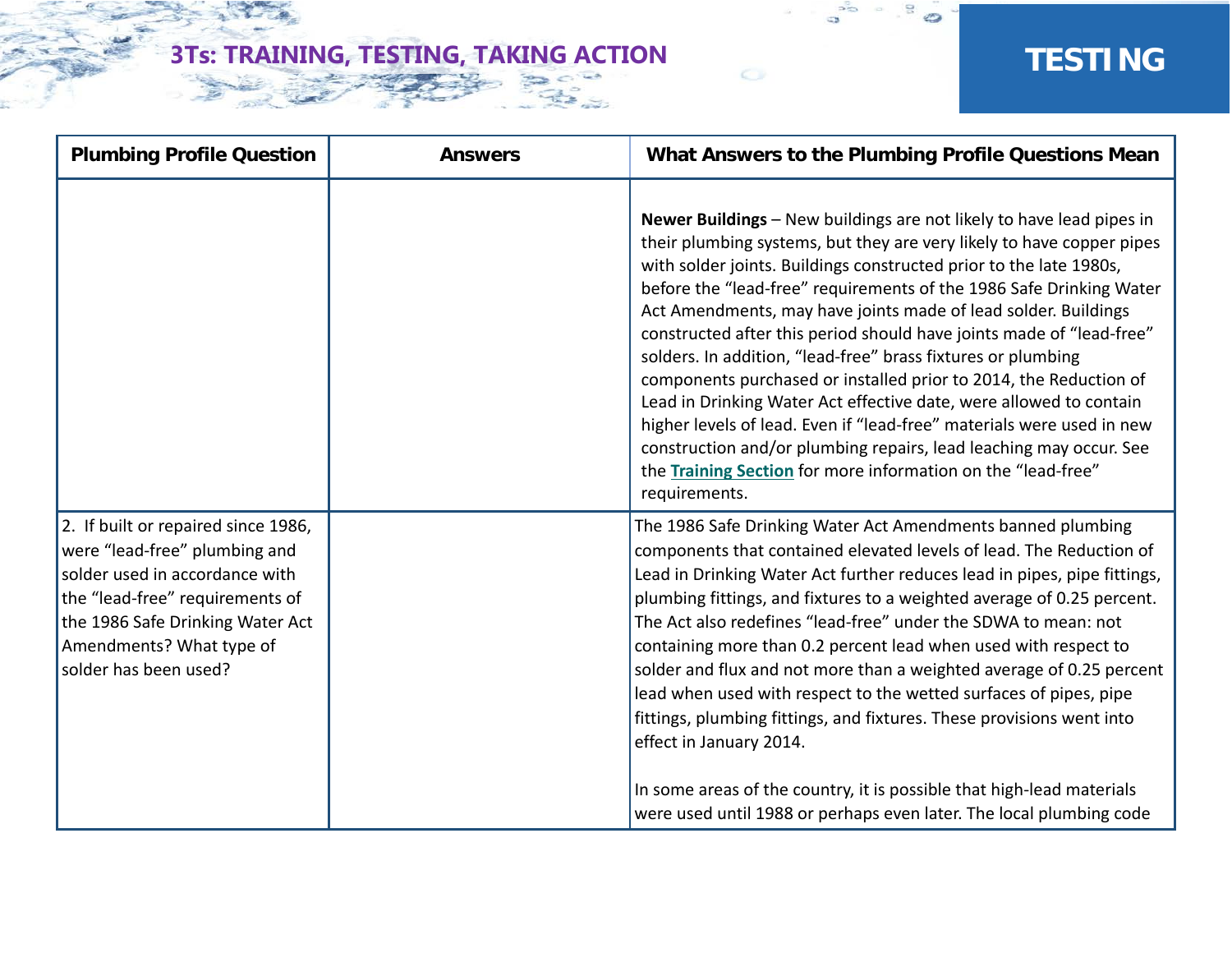| Plumbing Profile Question | Answers | What Answers to the Plumbing Profile Questions Mean |
|---|---|---|
| | | **Newer Buildings** – New buildings are not likely to have lead pipes in their plumbing systems, but they are very likely to have copper pipes with solder joints. Buildings constructed prior to the late 1980s, before the "lead-free" requirements of the 1986 Safe Drinking Water Act Amendments, may have joints made of lead solder. Buildings constructed after this period should have joints made of "lead-free" solders. In addition, "lead-free" brass fixtures or plumbing components purchased or installed prior to 2014, the Reduction of Lead in Drinking Water Act effective date, were allowed to contain higher levels of lead. Even if "lead-free" materials were used in new construction and/or plumbing repairs, lead leaching may occur. See the **Training Section** for more information on the "lead-free" requirements. |
| 2. If built or repaired since 1986, were "lead-free" plumbing and solder used in accordance with the "lead-free" requirements of the 1986 Safe Drinking Water Act Amendments? What type of solder has been used? | | The 1986 Safe Drinking Water Act Amendments banned plumbing components that contained elevated levels of lead. The Reduction of Lead in Drinking Water Act further reduces lead in pipes, pipe fittings, plumbing fittings, and fixtures to a weighted average of 0.25 percent. The Act also redefines "lead-free" under the SDWA to mean: not containing more than 0.2 percent lead when used with respect to solder and flux and not more than a weighted average of 0.25 percent lead when used with respect to the wetted surfaces of pipes, pipe fittings, plumbing fittings, and fixtures. These provisions went into effect in January 2014.<br><br>In some areas of the country, it is possible that high-lead materials were used until 1988 or perhaps even later. The local plumbing code |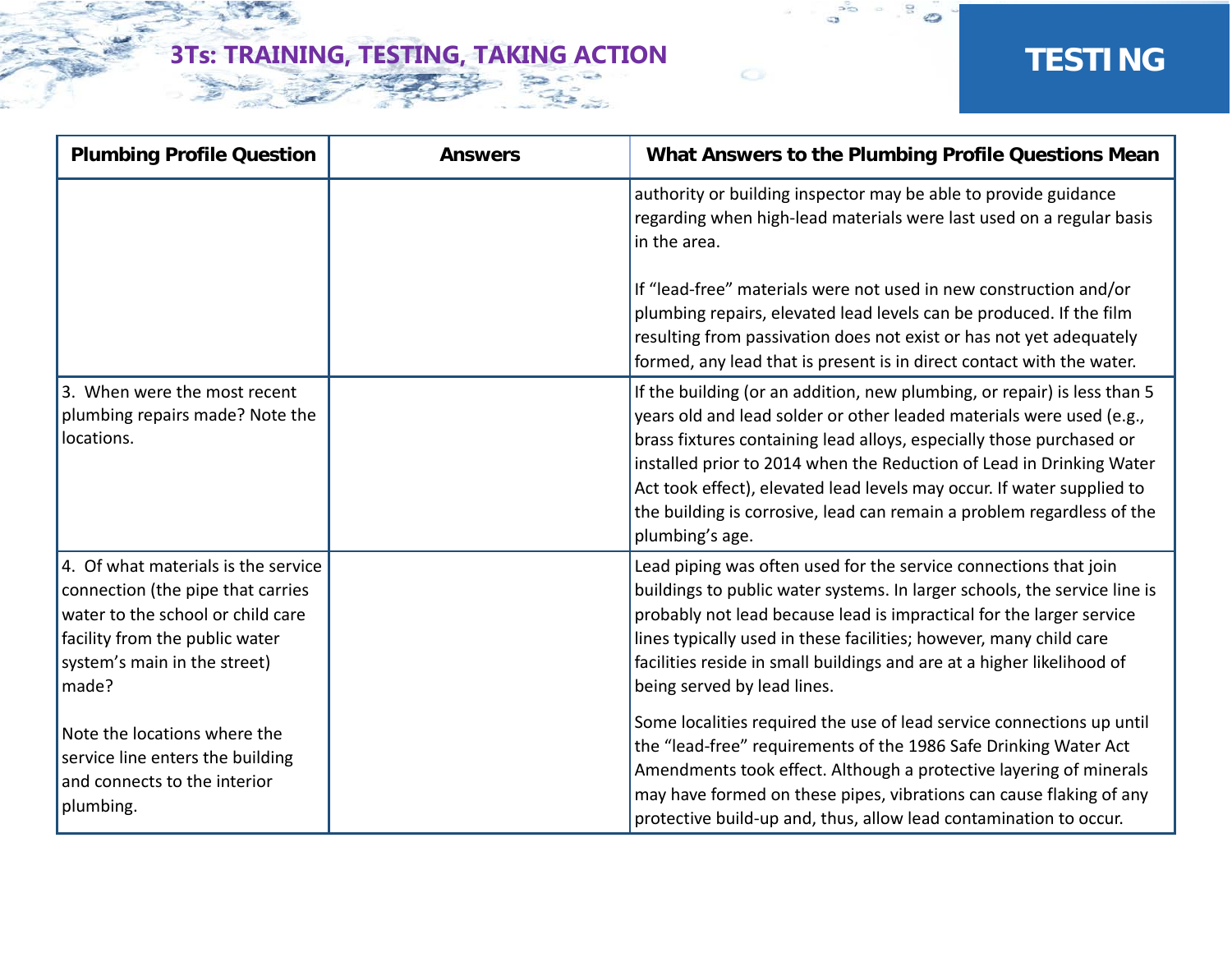| Plumbing Profile Question | Answers | What Answers to the Plumbing Profile Questions Mean |
|---|---|---|
| | | authority or building inspector may be able to provide guidance regarding when high-lead materials were last used on a regular basis in the area.<br><br>If "lead-free" materials were not used in new construction and/or plumbing repairs, elevated lead levels can be produced. If the film resulting from passivation does not exist or has not yet adequately formed, any lead that is present is in direct contact with the water. |
| 3. When were the most recent plumbing repairs made? Note the locations. | | If the building (or an addition, new plumbing, or repair) is less than 5 years old and lead solder or other leaded materials were used (e.g., brass fixtures containing lead alloys, especially those purchased or installed prior to 2014 when the Reduction of Lead in Drinking Water Act took effect), elevated lead levels may occur. If water supplied to the building is corrosive, lead can remain a problem regardless of the plumbing's age. |
| 4. Of what materials is the service connection (the pipe that carries water to the school or child care facility from the public water system's main in the street) made?<br><br>Note the locations where the service line enters the building and connects to the interior plumbing. | | Lead piping was often used for the service connections that join buildings to public water systems. In larger schools, the service line is probably not lead because lead is impractical for the larger service lines typically used in these facilities; however, many child care facilities reside in small buildings and are at a higher likelihood of being served by lead lines.<br><br>Some localities required the use of lead service connections up until the "lead-free" requirements of the 1986 Safe Drinking Water Act Amendments took effect. Although a protective layering of minerals may have formed on these pipes, vibrations can cause flaking of any protective build-up and, thus, allow lead contamination to occur. |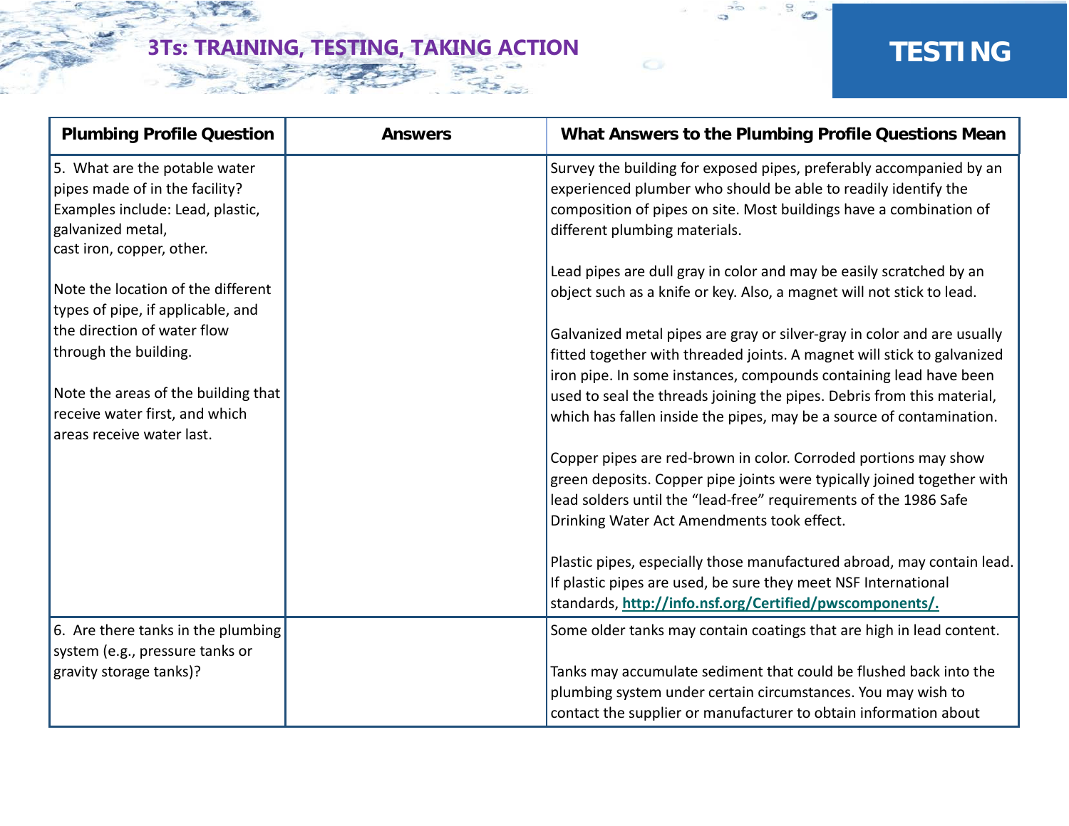| Plumbing Profile Question | Answers | What Answers to the Plumbing Profile Questions Mean |
|---|---|---|
| 5. What are the potable water pipes made of in the facility? Examples include: Lead, plastic, galvanized metal, cast iron, copper, other.<br><br>Note the location of the different types of pipe, if applicable, and the direction of water flow through the building.<br><br>Note the areas of the building that receive water first, and which areas receive water last. | | Survey the building for exposed pipes, preferably accompanied by an experienced plumber who should be able to readily identify the composition of pipes on site. Most buildings have a combination of different plumbing materials.<br><br>Lead pipes are dull gray in color and may be easily scratched by an object such as a knife or key. Also, a magnet will not stick to lead.<br><br>Galvanized metal pipes are gray or silver-gray in color and are usually fitted together with threaded joints. A magnet will stick to galvanized iron pipe. In some instances, compounds containing lead have been used to seal the threads joining the pipes. Debris from this material, which has fallen inside the pipes, may be a source of contamination.<br><br>Copper pipes are red-brown in color. Corroded portions may show green deposits. Copper pipe joints were typically joined together with lead solders until the “lead-free” requirements of the 1986 Safe Drinking Water Act Amendments took effect.<br><br>Plastic pipes, especially those manufactured abroad, may contain lead. If plastic pipes are used, be sure they meet NSF International standards, **http://info.nsf.org/Certified/pwscomponents/.** |
| 6. Are there tanks in the plumbing system (e.g., pressure tanks or gravity storage tanks)? | | Some older tanks may contain coatings that are high in lead content.<br><br>Tanks may accumulate sediment that could be flushed back into the plumbing system under certain circumstances. You may wish to contact the supplier or manufacturer to obtain information about |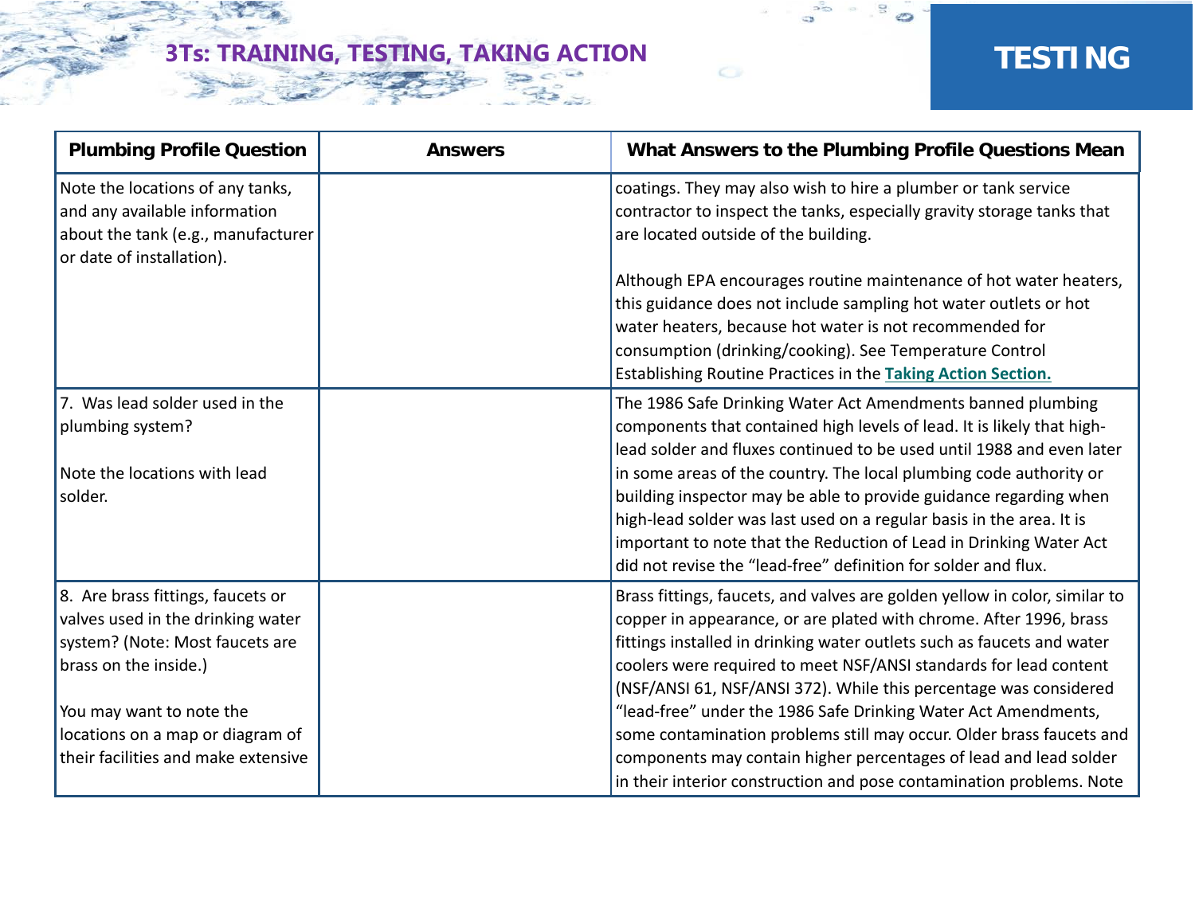| Plumbing Profile Question | Answers | What Answers to the Plumbing Profile Questions Mean |
|---|---|---|
| Note the locations of any tanks, and any available information about the tank (e.g., manufacturer or date of installation). | | coatings. They may also wish to hire a plumber or tank service contractor to inspect the tanks, especially gravity storage tanks that are located outside of the building.<br><br>Although EPA encourages routine maintenance of hot water heaters, this guidance does not include sampling hot water outlets or hot water heaters, because hot water is not recommended for consumption (drinking/cooking). See Temperature Control Establishing Routine Practices in the **Taking Action Section.** |
| 7. Was lead solder used in the plumbing system?<br><br>Note the locations with lead solder. | | The 1986 Safe Drinking Water Act Amendments banned plumbing components that contained high levels of lead. It is likely that high-lead solder and fluxes continued to be used until 1988 and even later in some areas of the country. The local plumbing code authority or building inspector may be able to provide guidance regarding when high-lead solder was last used on a regular basis in the area. It is important to note that the Reduction of Lead in Drinking Water Act did not revise the "lead-free" definition for solder and flux. |
| 8. Are brass fittings, faucets or valves used in the drinking water system? (Note: Most faucets are brass on the inside.)<br><br>You may want to note the locations on a map or diagram of their facilities and make extensive | | Brass fittings, faucets, and valves are golden yellow in color, similar to copper in appearance, or are plated with chrome. After 1996, brass fittings installed in drinking water outlets such as faucets and water coolers were required to meet NSF/ANSI standards for lead content (NSF/ANSI 61, NSF/ANSI 372). While this percentage was considered "lead-free" under the 1986 Safe Drinking Water Act Amendments, some contamination problems still may occur. Older brass faucets and components may contain higher percentages of lead and lead solder in their interior construction and pose contamination problems. Note |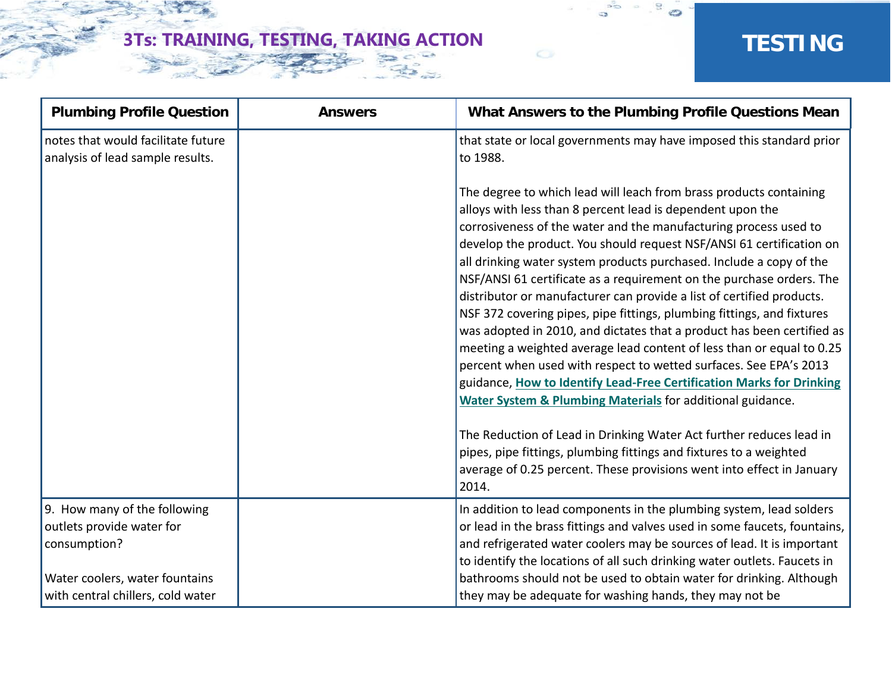| Plumbing Profile Question | Answers | What Answers to the Plumbing Profile Questions Mean |
|---|---|---|
| notes that would facilitate future analysis of lead sample results. | | that state or local governments may have imposed this standard prior to 1988.<br><br>The degree to which lead will leach from brass products containing alloys with less than 8 percent lead is dependent upon the corrosiveness of the water and the manufacturing process used to develop the product. You should request NSF/ANSI 61 certification on all drinking water system products purchased. Include a copy of the NSF/ANSI 61 certificate as a requirement on the purchase orders. The distributor or manufacturer can provide a list of certified products. NSF 372 covering pipes, pipe fittings, plumbing fittings, and fixtures was adopted in 2010, and dictates that a product has been certified as meeting a weighted average lead content of less than or equal to 0.25 percent when used with respect to wetted surfaces. See EPA's 2013 guidance, **How to Identify Lead-Free Certification Marks for Drinking Water System & Plumbing Materials** for additional guidance.<br><br>The Reduction of Lead in Drinking Water Act further reduces lead in pipes, pipe fittings, plumbing fittings and fixtures to a weighted average of 0.25 percent. These provisions went into effect in January 2014. |
| 9. How many of the following outlets provide water for consumption?<br><br>Water coolers, water fountains with central chillers, cold water | | In addition to lead components in the plumbing system, lead solders or lead in the brass fittings and valves used in some faucets, fountains, and refrigerated water coolers may be sources of lead. It is important to identify the locations of all such drinking water outlets. Faucets in bathrooms should not be used to obtain water for drinking. Although they may be adequate for washing hands, they may not be |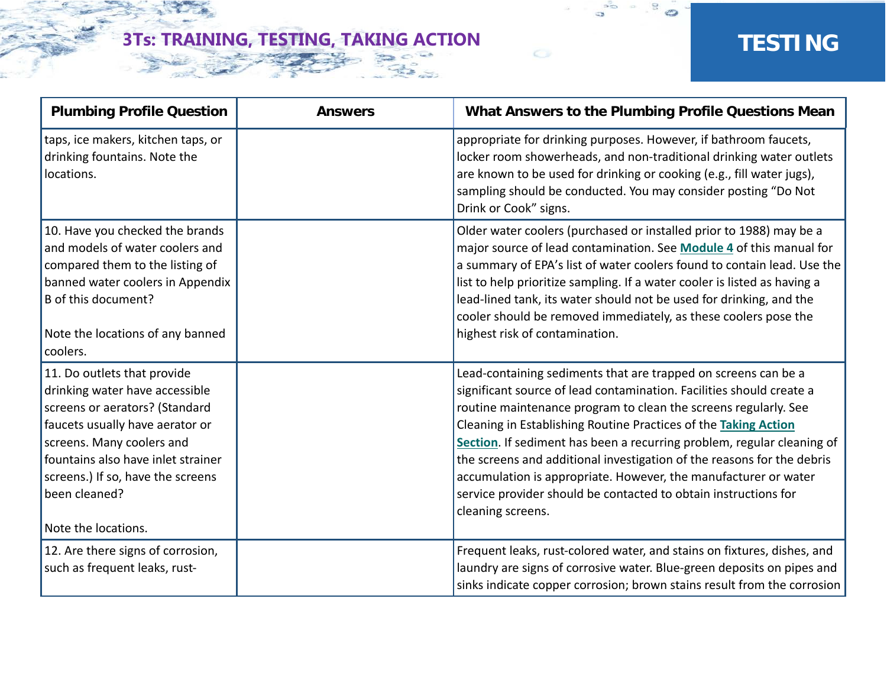| Plumbing Profile Question | Answers | What Answers to the Plumbing Profile Questions Mean |
| --- | --- | --- |
| taps, ice makers, kitchen taps, or drinking fountains. Note the locations. | | appropriate for drinking purposes. However, if bathroom faucets, locker room showerheads, and non-traditional drinking water outlets are known to be used for drinking or cooking (e.g., fill water jugs), sampling should be conducted. You may consider posting "Do Not Drink or Cook" signs. |
| 10. Have you checked the brands and models of water coolers and compared them to the listing of banned water coolers in Appendix B of this document? Note the locations of any banned coolers. | | Older water coolers (purchased or installed prior to 1988) may be a major source of lead contamination. See **Module 4** of this manual for a summary of EPA's list of water coolers found to contain lead. Use the list to help prioritize sampling. If a water cooler is listed as having a lead-lined tank, its water should not be used for drinking, and the cooler should be removed immediately, as these coolers pose the highest risk of contamination. |
| 11. Do outlets that provide drinking water have accessible screens or aerators? (Standard faucets usually have aerator or screens. Many coolers and fountains also have inlet strainer screens.) If so, have the screens been cleaned? Note the locations. | | Lead-containing sediments that are trapped on screens can be a significant source of lead contamination. Facilities should create a routine maintenance program to clean the screens regularly. See Cleaning in Establishing Routine Practices of the **Taking Action Section**. If sediment has been a recurring problem, regular cleaning of the screens and additional investigation of the reasons for the debris accumulation is appropriate. However, the manufacturer or water service provider should be contacted to obtain instructions for cleaning screens. |
| 12. Are there signs of corrosion, such as frequent leaks, rust- | | Frequent leaks, rust-colored water, and stains on fixtures, dishes, and laundry are signs of corrosive water. Blue-green deposits on pipes and sinks indicate copper corrosion; brown stains result from the corrosion |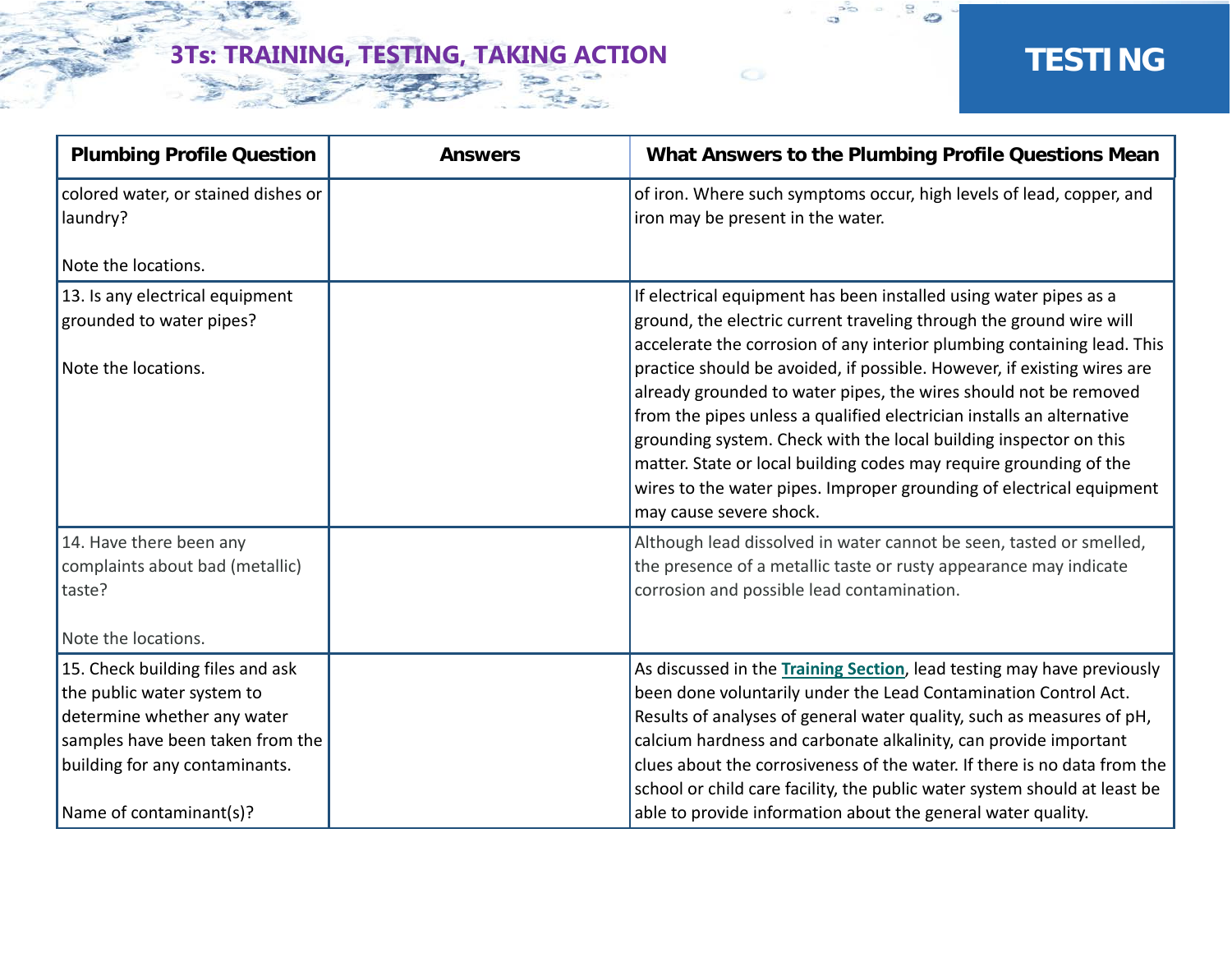| Plumbing Profile Question | Answers | What Answers to the Plumbing Profile Questions Mean |
| --- | --- | --- |
| colored water, or stained dishes or laundry?<br><br>Note the locations. | | of iron. Where such symptoms occur, high levels of lead, copper, and iron may be present in the water. |
| 13. Is any electrical equipment grounded to water pipes?<br><br>Note the locations. | | If electrical equipment has been installed using water pipes as a ground, the electric current traveling through the ground wire will accelerate the corrosion of any interior plumbing containing lead. This practice should be avoided, if possible. However, if existing wires are already grounded to water pipes, the wires should not be removed from the pipes unless a qualified electrician installs an alternative grounding system. Check with the local building inspector on this matter. State or local building codes may require grounding of the wires to the water pipes. Improper grounding of electrical equipment may cause severe shock. |
| 14. Have there been any complaints about bad (metallic) taste?<br><br>Note the locations. | | Although lead dissolved in water cannot be seen, tasted or smelled, the presence of a metallic taste or rusty appearance may indicate corrosion and possible lead contamination. |
| 15. Check building files and ask the public water system to determine whether any water samples have been taken from the building for any contaminants.<br><br>Name of contaminant(s)? | | As discussed in the **Training Section**, lead testing may have previously been done voluntarily under the Lead Contamination Control Act. Results of analyses of general water quality, such as measures of pH, calcium hardness and carbonate alkalinity, can provide important clues about the corrosiveness of the water. If there is no data from the school or child care facility, the public water system should at least be able to provide information about the general water quality. |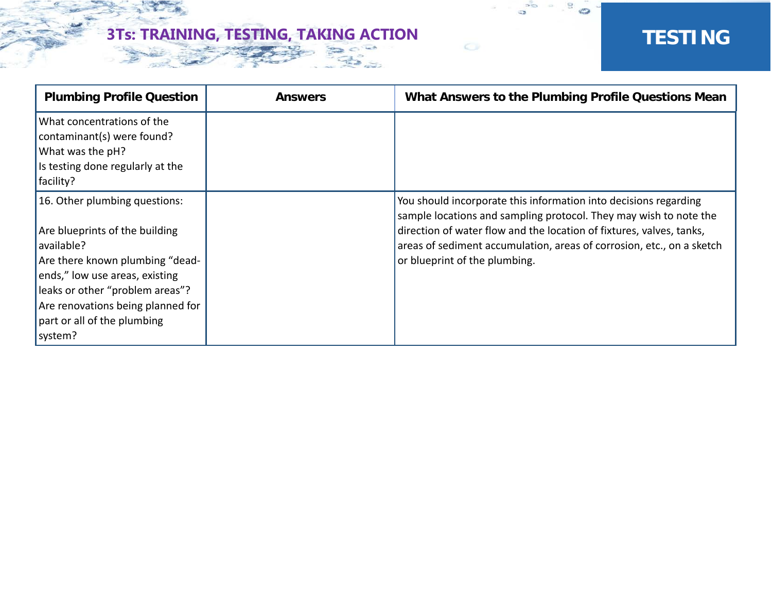| Plumbing Profile Question | Answers | What Answers to the Plumbing Profile Questions Mean |
|---|---|---|
| What concentrations of the contaminant(s) were found?<br>What was the pH?<br>Is testing done regularly at the facility? | | |
| 16. Other plumbing questions:<br><br>Are blueprints of the building available?<br>Are there known plumbing "dead-ends," low use areas, existing leaks or other "problem areas"?<br>Are renovations being planned for part or all of the plumbing system? | | You should incorporate this information into decisions regarding sample locations and sampling protocol. They may wish to note the direction of water flow and the location of fixtures, valves, tanks, areas of sediment accumulation, areas of corrosion, etc., on a sketch or blueprint of the plumbing. |